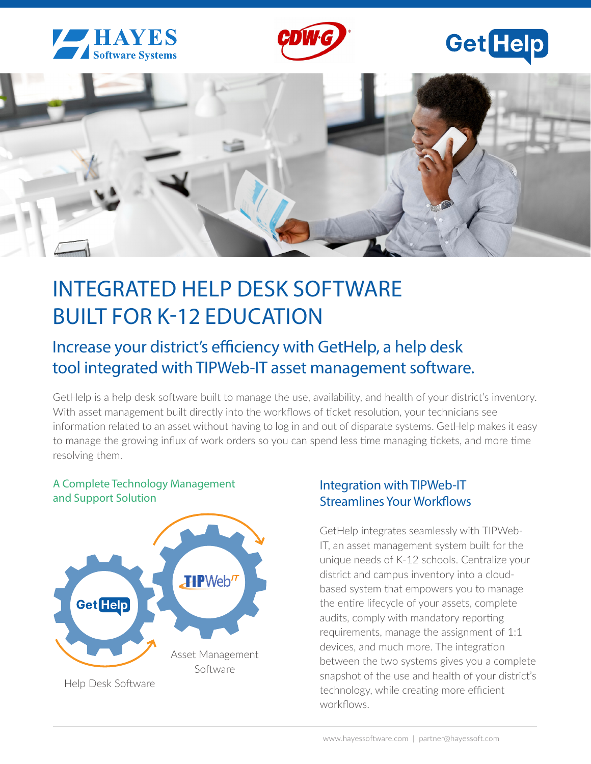# INTEGRATED HELP DESK SOFTWARE BUILT FOR K-12 EDUCATION

## Increase your district's efficiency with GetHelp, a help desk tool integrated with TIPWeb-IT asset management software.

GetHelp is a help desk software built to manage the use, availability, and health of your district's inventory. With asset management built directly into the workflows of ticket resolution, your technicians see information related to an asset without having to log in and out of disparate systems. GetHelp makes it easy to manage the growing influx of work orders so you can spend less time managing tickets, and more time resolving them.

### A Complete Technology Management and Support Solution

GetHelp — Help Desk Software

TIPWeb-IT — Asset Management Software

### Integration with TIPWeb-IT Streamlines Your Workflows

GetHelp integrates seamlessly with TIPWeb-IT, an asset management system built for the unique needs of K-12 schools. Centralize your district and campus inventory into a cloud-based system that empowers you to manage the entire lifecycle of your assets, complete audits, comply with mandatory reporting requirements, manage the assignment of 1:1 devices, and much more. The integration between the two systems gives you a complete snapshot of the use and health of your district's technology, while creating more efficient workflows.

www.hayessoftware.com | partner@hayessoft.com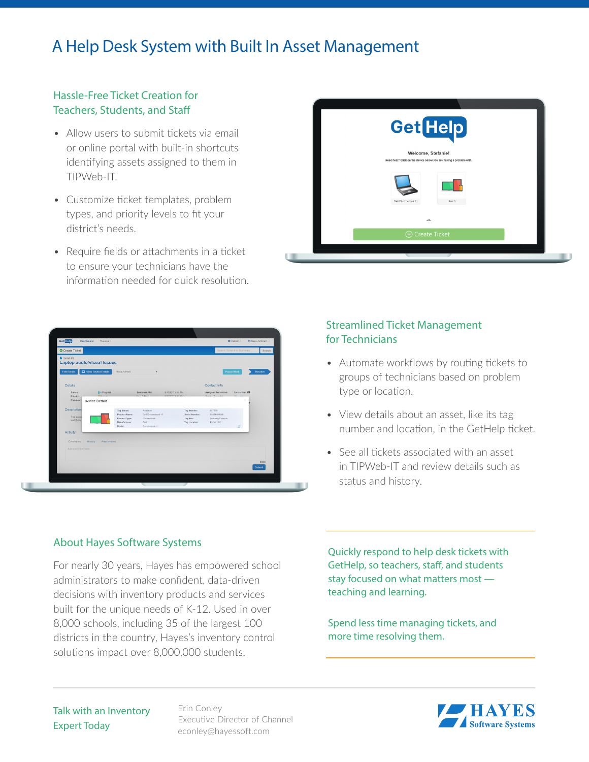# A Help Desk System with Built In Asset Management

## Hassle-Free Ticket Creation for Teachers, Students, and Staff

- Allow users to submit tickets via email or online portal with built-in shortcuts identifying assets assigned to them in TIPWeb-IT.
- Customize ticket templates, problem types, and priority levels to fit your district's needs.
- Require fields or attachments in a ticket to ensure your technicians have the information needed for quick resolution.

## Streamlined Ticket Management for Technicians

- Automate workflows by routing tickets to groups of technicians based on problem type or location.
- View details about an asset, like its tag number and location, in the GetHelp ticket.
- See all tickets associated with an asset in TIPWeb-IT and review details such as status and history.

## About Hayes Software Systems

For nearly 30 years, Hayes has empowered school administrators to make confident, data-driven decisions with inventory products and services built for the unique needs of K-12. Used in over 8,000 schools, including 35 of the largest 100 districts in the country, Hayes's inventory control solutions impact over 8,000,000 students.

Quickly respond to help desk tickets with GetHelp, so teachers, staff, and students stay focused on what matters most — teaching and learning.

Spend less time managing tickets, and more time resolving them.

---

Talk with an Inventory Expert Today

Erin Conley
Executive Director of Channel
econley@hayessoft.com

HAYES Software Systems